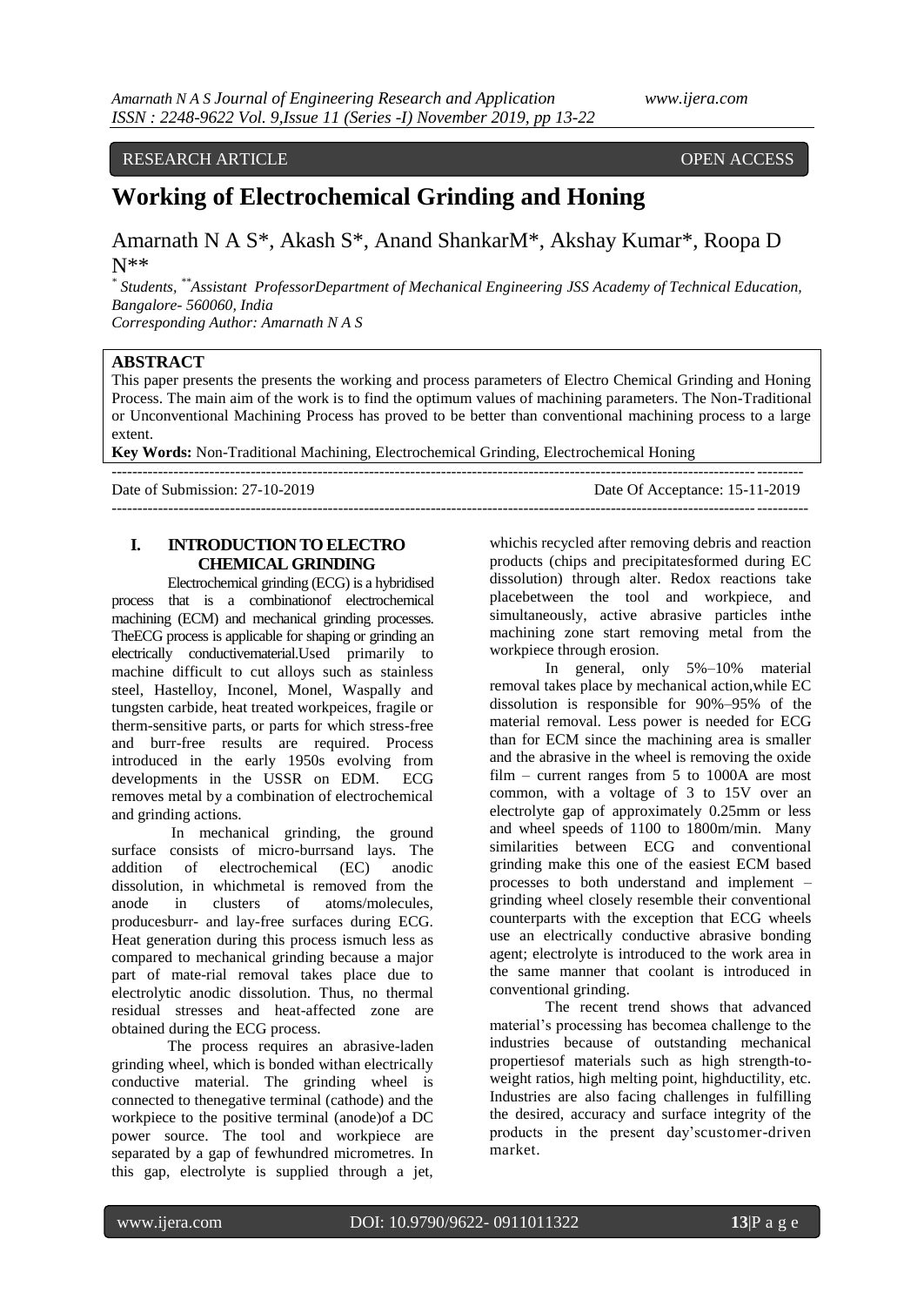RESEARCH ARTICLE OPEN ACCESS

# Working of Electrochemical Grinding and Honing

Amarnath N A S*, Akash S*, Anand ShankarM*, Akshay Kumar*, Roopa D N**

*Students, **Assistant ProfessorDepartment of Mechanical Engineering JSS Academy of Technical Education, Bangalore- 560060, India*
*Corresponding Author: Amarnath N A S*

## ABSTRACT

This paper presents the presents the working and process parameters of Electro Chemical Grinding and Honing Process. The main aim of the work is to find the optimum values of machining parameters. The Non-Traditional or Unconventional Machining Process has proved to be better than conventional machining process to a large extent.

**Key Words:** Non-Traditional Machining, Electrochemical Grinding, Electrochemical Honing

---

Date of Submission: 27-10-2019 Date Of Acceptance: 15-11-2019

---

## I. INTRODUCTION TO ELECTRO CHEMICAL GRINDING

Electrochemical grinding (ECG) is a hybridised process that is a combinationof electrochemical machining (ECM) and mechanical grinding processes. TheECG process is applicable for shaping or grinding an electrically conductivematerial.Used primarily to machine difficult to cut alloys such as stainless steel, Hastelloy, Inconel, Monel, Waspally and tungsten carbide, heat treated workpeices, fragile or therm-sensitive parts, or parts for which stress-free and burr-free results are required. Process introduced in the early 1950s evolving from developments in the USSR on EDM. ECG removes metal by a combination of electrochemical and grinding actions.

In mechanical grinding, the ground surface consists of micro-burrsand lays. The addition of electrochemical (EC) anodic dissolution, in whichmetal is removed from the anode in clusters of atoms/molecules, producesburr- and lay-free surfaces during ECG. Heat generation during this process ismuch less as compared to mechanical grinding because a major part of mate-rial removal takes place due to electrolytic anodic dissolution. Thus, no thermal residual stresses and heat-affected zone are obtained during the ECG process.

The process requires an abrasive-laden grinding wheel, which is bonded withan electrically conductive material. The grinding wheel is connected to thenegative terminal (cathode) and the workpiece to the positive terminal (anode)of a DC power source. The tool and workpiece are separated by a gap of fewhundred micrometres. In this gap, electrolyte is supplied through a jet, whichis recycled after removing debris and reaction products (chips and precipitatesformed during EC dissolution) through alter. Redox reactions take placebetween the tool and workpiece, and simultaneously, active abrasive particles inthe machining zone start removing metal from the workpiece through erosion.

In general, only 5%–10% material removal takes place by mechanical action,while EC dissolution is responsible for 90%–95% of the material removal. Less power is needed for ECG than for ECM since the machining area is smaller and the abrasive in the wheel is removing the oxide film – current ranges from 5 to 1000A are most common, with a voltage of 3 to 15V over an electrolyte gap of approximately 0.25mm or less and wheel speeds of 1100 to 1800m/min. Many similarities between ECG and conventional grinding make this one of the easiest ECM based processes to both understand and implement – grinding wheel closely resemble their conventional counterparts with the exception that ECG wheels use an electrically conductive abrasive bonding agent; electrolyte is introduced to the work area in the same manner that coolant is introduced in conventional grinding.

The recent trend shows that advanced material's processing has becomea challenge to the industries because of outstanding mechanical propertiesof materials such as high strength-to-weight ratios, high melting point, highductility, etc. Industries are also facing challenges in fulfilling the desired, accuracy and surface integrity of the products in the present day'scustomer-driven market.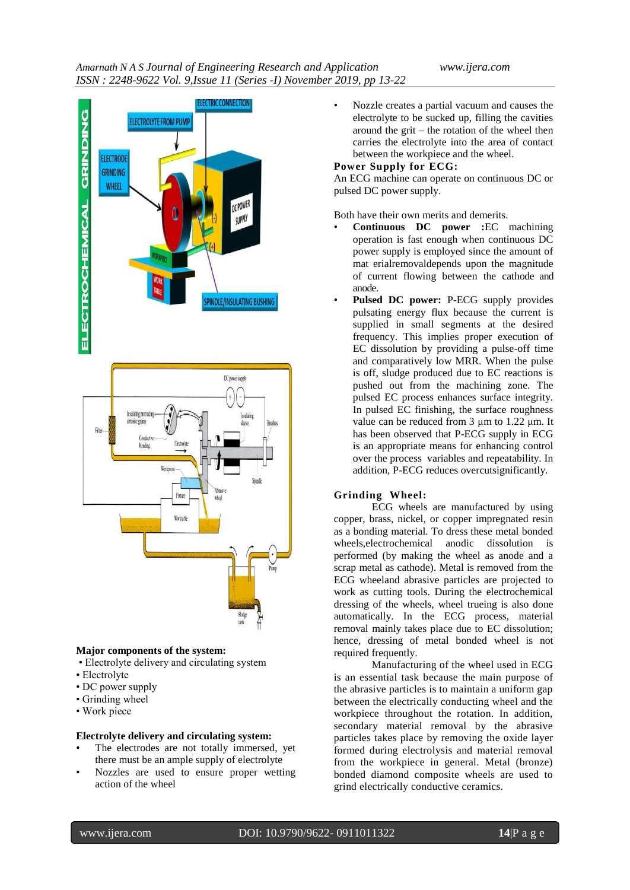**Major components of the system:**

- Electrolyte delivery and circulating system
- Electrolyte
- DC power supply
- Grinding wheel
- Work piece

**Electrolyte delivery and circulating system:**

- The electrodes are not totally immersed, yet there must be an ample supply of electrolyte
- Nozzles are used to ensure proper wetting action of the wheel
- Nozzle creates a partial vacuum and causes the electrolyte to be sucked up, filling the cavities around the grit – the rotation of the wheel then carries the electrolyte into the area of contact between the workpiece and the wheel.

**Power Supply for ECG:**

An ECG machine can operate on continuous DC or pulsed DC power supply.

Both have their own merits and demerits.

- **Continuous DC power :**EC machining operation is fast enough when continuous DC power supply is employed since the amount of mat erialremovaldepends upon the magnitude of current flowing between the cathode and anode.
- **Pulsed DC power:** P-ECG supply provides pulsating energy flux because the current is supplied in small segments at the desired frequency. This implies proper execution of EC dissolution by providing a pulse-off time and comparatively low MRR. When the pulse is off, sludge produced due to EC reactions is pushed out from the machining zone. The pulsed EC process enhances surface integrity. In pulsed EC finishing, the surface roughness value can be reduced from 3 µm to 1.22 µm. It has been observed that P-ECG supply in ECG is an appropriate means for enhancing control over the process variables and repeatability. In addition, P-ECG reduces overcutsignificantly.

**Grinding Wheel:**

ECG wheels are manufactured by using copper, brass, nickel, or copper impregnated resin as a bonding material. To dress these metal bonded wheels,electrochemical anodic dissolution is performed (by making the wheel as anode and a scrap metal as cathode). Metal is removed from the ECG wheeland abrasive particles are projected to work as cutting tools. During the electrochemical dressing of the wheels, wheel trueing is also done automatically. In the ECG process, material removal mainly takes place due to EC dissolution; hence, dressing of metal bonded wheel is not required frequently.

Manufacturing of the wheel used in ECG is an essential task because the main purpose of the abrasive particles is to maintain a uniform gap between the electrically conducting wheel and the workpiece throughout the rotation. In addition, secondary material removal by the abrasive particles takes place by removing the oxide layer formed during electrolysis and material removal from the workpiece in general. Metal (bronze) bonded diamond composite wheels are used to grind electrically conductive ceramics.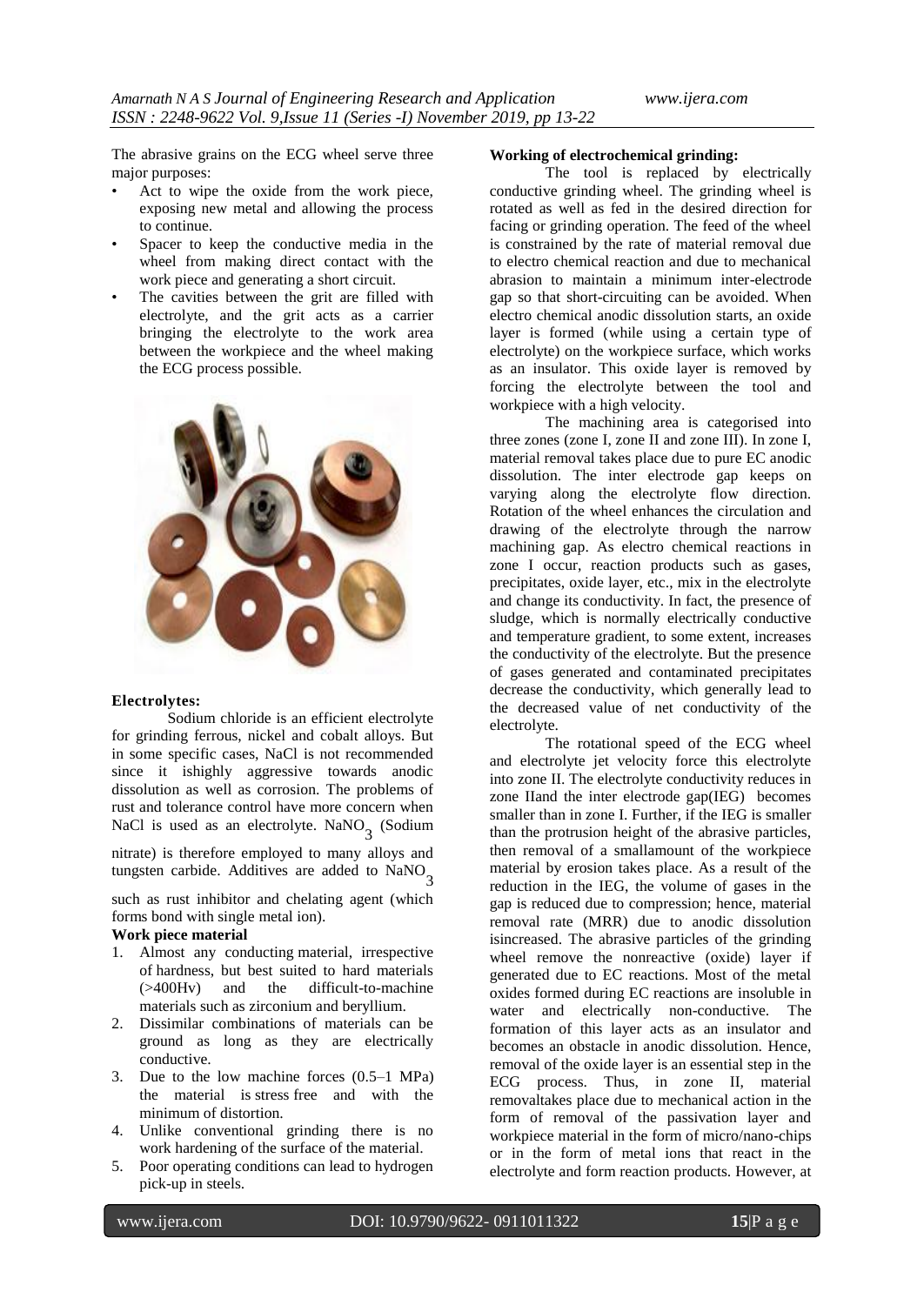The abrasive grains on the ECG wheel serve three major purposes:

- Act to wipe the oxide from the work piece, exposing new metal and allowing the process to continue.
- Spacer to keep the conductive media in the wheel from making direct contact with the work piece and generating a short circuit.
- The cavities between the grit are filled with electrolyte, and the grit acts as a carrier bringing the electrolyte to the work area between the workpiece and the wheel making the ECG process possible.

**Electrolytes:**

Sodium chloride is an efficient electrolyte for grinding ferrous, nickel and cobalt alloys. But in some specific cases, NaCl is not recommended since it ishighly aggressive towards anodic dissolution as well as corrosion. The problems of rust and tolerance control have more concern when NaCl is used as an electrolyte. $NaNO_3$ (Sodium nitrate) is therefore employed to many alloys and tungsten carbide. Additives are added to $NaNO_3$ such as rust inhibitor and chelating agent (which forms bond with single metal ion).

**Work piece material**

1. Almost any conducting material, irrespective of hardness, but best suited to hard materials (>400Hv) and the difficult-to-machine materials such as zirconium and beryllium.
2. Dissimilar combinations of materials can be ground as long as they are electrically conductive.
3. Due to the low machine forces (0.5–1 MPa) the material is stress free and with the minimum of distortion.
4. Unlike conventional grinding there is no work hardening of the surface of the material.
5. Poor operating conditions can lead to hydrogen pick-up in steels.

**Working of electrochemical grinding:**

The tool is replaced by electrically conductive grinding wheel. The grinding wheel is rotated as well as fed in the desired direction for facing or grinding operation. The feed of the wheel is constrained by the rate of material removal due to electro chemical reaction and due to mechanical abrasion to maintain a minimum inter-electrode gap so that short-circuiting can be avoided. When electro chemical anodic dissolution starts, an oxide layer is formed (while using a certain type of electrolyte) on the workpiece surface, which works as an insulator. This oxide layer is removed by forcing the electrolyte between the tool and workpiece with a high velocity.

The machining area is categorised into three zones (zone I, zone II and zone III). In zone I, material removal takes place due to pure EC anodic dissolution. The inter electrode gap keeps on varying along the electrolyte flow direction. Rotation of the wheel enhances the circulation and drawing of the electrolyte through the narrow machining gap. As electro chemical reactions in zone I occur, reaction products such as gases, precipitates, oxide layer, etc., mix in the electrolyte and change its conductivity. In fact, the presence of sludge, which is normally electrically conductive and temperature gradient, to some extent, increases the conductivity of the electrolyte. But the presence of gases generated and contaminated precipitates decrease the conductivity, which generally lead to the decreased value of net conductivity of the electrolyte.

The rotational speed of the ECG wheel and electrolyte jet velocity force this electrolyte into zone II. The electrolyte conductivity reduces in zone IIand the inter electrode gap(IEG) becomes smaller than in zone I. Further, if the IEG is smaller than the protrusion height of the abrasive particles, then removal of a smallamount of the workpiece material by erosion takes place. As a result of the reduction in the IEG, the volume of gases in the gap is reduced due to compression; hence, material removal rate (MRR) due to anodic dissolution isincreased. The abrasive particles of the grinding wheel remove the nonreactive (oxide) layer if generated due to EC reactions. Most of the metal oxides formed during EC reactions are insoluble in water and electrically non-conductive. The formation of this layer acts as an insulator and becomes an obstacle in anodic dissolution. Hence, removal of the oxide layer is an essential step in the ECG process. Thus, in zone II, material removaltakes place due to mechanical action in the form of removal of the passivation layer and workpiece material in the form of micro/nano-chips or in the form of metal ions that react in the electrolyte and form reaction products. However, at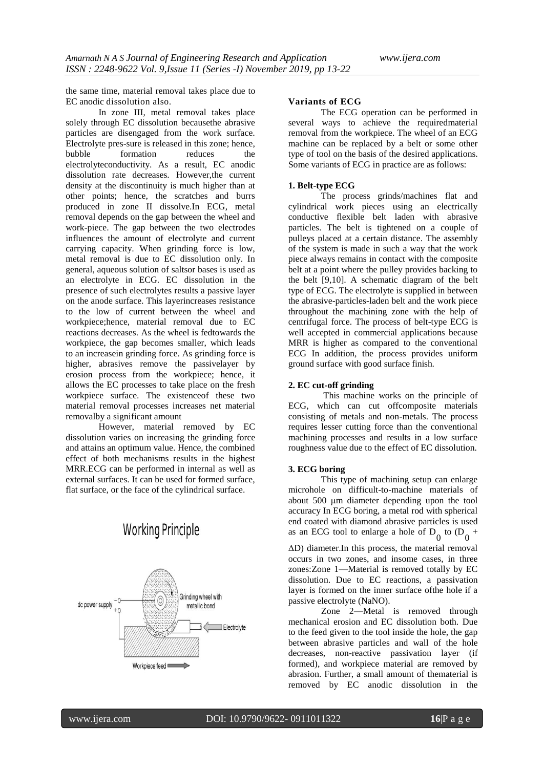the same time, material removal takes place due to EC anodic dissolution also.

In zone III, metal removal takes place solely through EC dissolution becausethe abrasive particles are disengaged from the work surface. Electrolyte pres-sure is released in this zone; hence, bubble formation reduces the electrolyteconductivity. As a result, EC anodic dissolution rate decreases. However,the current density at the discontinuity is much higher than at other points; hence, the scratches and burrs produced in zone II dissolve.In ECG, metal removal depends on the gap between the wheel and work-piece. The gap between the two electrodes influences the amount of electrolyte and current carrying capacity. When grinding force is low, metal removal is due to EC dissolution only. In general, aqueous solution of saltsor bases is used as an electrolyte in ECG. EC dissolution in the presence of such electrolytes results a passive layer on the anode surface. This layerincreases resistance to the low of current between the wheel and workpiece;hence, material removal due to EC reactions decreases. As the wheel is fedtowards the workpiece, the gap becomes smaller, which leads to an increasein grinding force. As grinding force is higher, abrasives remove the passivelayer by erosion process from the workpiece; hence, it allows the EC processes to take place on the fresh workpiece surface. The existenceof these two material removal processes increases net material removalby a significant amount

However, material removed by EC dissolution varies on increasing the grinding force and attains an optimum value. Hence, the combined effect of both mechanisms results in the highest MRR.ECG can be performed in internal as well as external surfaces. It can be used for formed surface, flat surface, or the face of the cylindrical surface.

## Working Principle

dc power supply

Grinding wheel with metallic bond

Electrolyte

Workpiece feed

### Variants of ECG

The ECG operation can be performed in several ways to achieve the requiredmaterial removal from the workpiece. The wheel of an ECG machine can be replaced by a belt or some other type of tool on the basis of the desired applications. Some variants of ECG in practice are as follows:

#### 1. Belt-type ECG

The process grinds/machines flat and cylindrical work pieces using an electrically conductive flexible belt laden with abrasive particles. The belt is tightened on a couple of pulleys placed at a certain distance. The assembly of the system is made in such a way that the work piece always remains in contact with the composite belt at a point where the pulley provides backing to the belt [9,10]. A schematic diagram of the belt type of ECG. The electrolyte is supplied in between the abrasive-particles-laden belt and the work piece throughout the machining zone with the help of centrifugal force. The process of belt-type ECG is well accepted in commercial applications because MRR is higher as compared to the conventional ECG In addition, the process provides uniform ground surface with good surface finish.

#### 2. EC cut-off grinding

This machine works on the principle of ECG, which can cut offcomposite materials consisting of metals and non-metals. The process requires lesser cutting force than the conventional machining processes and results in a low surface roughness value due to the effect of EC dissolution.

#### 3. ECG boring

This type of machining setup can enlarge microhole on difficult-to-machine materials of about 500 μm diameter depending upon the tool accuracy In ECG boring, a metal rod with spherical end coated with diamond abrasive particles is used as an ECG tool to enlarge a hole of $D_0$ to $(D_0 + \Delta D)$ diameter.In this process, the material removal occurs in two zones, and insome cases, in three zones:Zone 1—Material is removed totally by EC dissolution. Due to EC reactions, a passivation layer is formed on the inner surface ofthe hole if a passive electrolyte (NaNO).

Zone 2—Metal is removed through mechanical erosion and EC dissolution both. Due to the feed given to the tool inside the hole, the gap between abrasive particles and wall of the hole decreases, non-reactive passivation layer (if formed), and workpiece material are removed by abrasion. Further, a small amount of thematerial is removed by EC anodic dissolution in the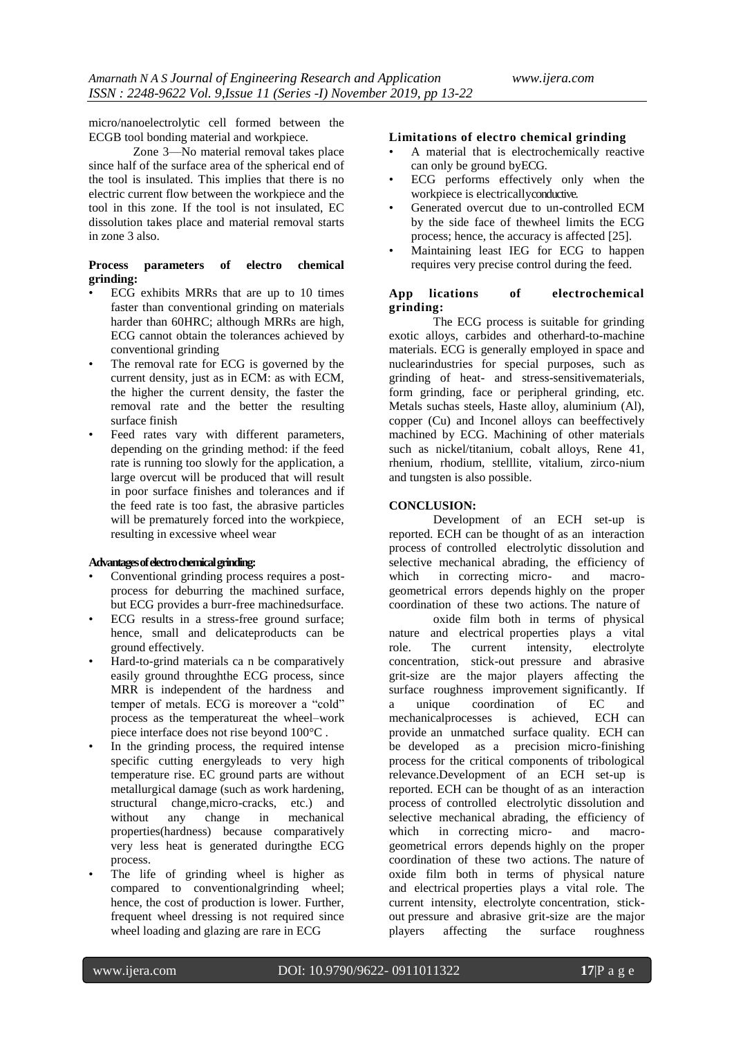micro/nanoelectrolytic cell formed between the ECGB tool bonding material and workpiece.

Zone 3—No material removal takes place since half of the surface area of the spherical end of the tool is insulated. This implies that there is no electric current flow between the workpiece and the tool in this zone. If the tool is not insulated, EC dissolution takes place and material removal starts in zone 3 also.

**Process parameters of electro chemical grinding:**

- ECG exhibits MRRs that are up to 10 times faster than conventional grinding on materials harder than 60HRC; although MRRs are high, ECG cannot obtain the tolerances achieved by conventional grinding
- The removal rate for ECG is governed by the current density, just as in ECM: as with ECM, the higher the current density, the faster the removal rate and the better the resulting surface finish
- Feed rates vary with different parameters, depending on the grinding method: if the feed rate is running too slowly for the application, a large overcut will be produced that will result in poor surface finishes and tolerances and if the feed rate is too fast, the abrasive particles will be prematurely forced into the workpiece, resulting in excessive wheel wear

**Advantages of electro chemical grinding:**

- Conventional grinding process requires a post-process for deburring the machined surface, but ECG provides a burr-free machinedsurface.
- ECG results in a stress-free ground surface; hence, small and delicateproducts can be ground effectively.
- Hard-to-grind materials ca n be comparatively easily ground throughthe ECG process, since MRR is independent of the hardness and temper of metals. ECG is moreover a "cold" process as the temperatureat the wheel–work piece interface does not rise beyond 100°C .
- In the grinding process, the required intense specific cutting energyleads to very high temperature rise. EC ground parts are without metallurgical damage (such as work hardening, structural change,micro-cracks, etc.) and without any change in mechanical properties(hardness) because comparatively very less heat is generated duringthe ECG process.
- The life of grinding wheel is higher as compared to conventionalgrinding wheel; hence, the cost of production is lower. Further, frequent wheel dressing is not required since wheel loading and glazing are rare in ECG

**Limitations of electro chemical grinding**

- A material that is electrochemically reactive can only be ground byECG.
- ECG performs effectively only when the workpiece is electricallyconductive.
- Generated overcut due to un-controlled ECM by the side face of thewheel limits the ECG process; hence, the accuracy is affected [25].
- Maintaining least IEG for ECG to happen requires very precise control during the feed.

**App lications of electrochemical grinding:**

The ECG process is suitable for grinding exotic alloys, carbides and otherhard-to-machine materials. ECG is generally employed in space and nuclearindustries for special purposes, such as grinding of heat- and stress-sensitivematerials, form grinding, face or peripheral grinding, etc. Metals suchas steels, Haste alloy, aluminium (Al), copper (Cu) and Inconel alloys can beeffectively machined by ECG. Machining of other materials such as nickel/titanium, cobalt alloys, Rene 41, rhenium, rhodium, stelllite, vitalium, zirco-nium and tungsten is also possible.

**CONCLUSION:**

Development of an ECH set-up is reported. ECH can be thought of as an interaction process of controlled electrolytic dissolution and selective mechanical abrading, the efficiency of which in correcting micro- and macro-geometrical errors depends highly on the proper coordination of these two actions. The nature of

oxide film both in terms of physical nature and electrical properties plays a vital role. The current intensity, electrolyte concentration, stick-out pressure and abrasive grit-size are the major players affecting the surface roughness improvement significantly. If a unique coordination of EC and mechanicalprocesses is achieved, ECH can provide an unmatched surface quality. ECH can be developed as a precision micro-finishing process for the critical components of tribological relevance.Development of an ECH set-up is reported. ECH can be thought of as an interaction process of controlled electrolytic dissolution and selective mechanical abrading, the efficiency of which in correcting micro- and macro-geometrical errors depends highly on the proper coordination of these two actions. The nature of oxide film both in terms of physical nature and electrical properties plays a vital role. The current intensity, electrolyte concentration, stick-out pressure and abrasive grit-size are the major players affecting the surface roughness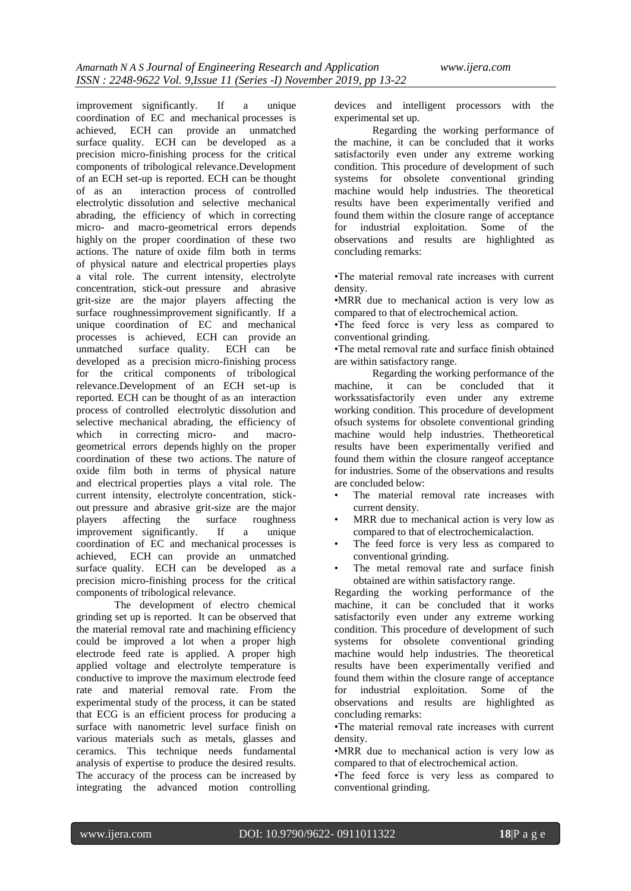improvement significantly. If a unique coordination of EC and mechanical processes is achieved, ECH can provide an unmatched surface quality. ECH can be developed as a precision micro-finishing process for the critical components of tribological relevance.Development of an ECH set-up is reported. ECH can be thought of as an interaction process of controlled electrolytic dissolution and selective mechanical abrading, the efficiency of which in correcting micro- and macro-geometrical errors depends highly on the proper coordination of these two actions. The nature of oxide film both in terms of physical nature and electrical properties plays a vital role. The current intensity, electrolyte concentration, stick-out pressure and abrasive grit-size are the major players affecting the surface roughnessimprovement significantly. If a unique coordination of EC and mechanical processes is achieved, ECH can provide an unmatched surface quality. ECH can be developed as a precision micro-finishing process for the critical components of tribological relevance.Development of an ECH set-up is reported. ECH can be thought of as an interaction process of controlled electrolytic dissolution and selective mechanical abrading, the efficiency of which in correcting micro- and macro-geometrical errors depends highly on the proper coordination of these two actions. The nature of oxide film both in terms of physical nature and electrical properties plays a vital role. The current intensity, electrolyte concentration, stick-out pressure and abrasive grit-size are the major players affecting the surface roughness improvement significantly. If a unique coordination of EC and mechanical processes is achieved, ECH can provide an unmatched surface quality. ECH can be developed as a precision micro-finishing process for the critical components of tribological relevance.

The development of electro chemical grinding set up is reported. It can be observed that the material removal rate and machining efficiency could be improved a lot when a proper high electrode feed rate is applied. A proper high applied voltage and electrolyte temperature is conductive to improve the maximum electrode feed rate and material removal rate. From the experimental study of the process, it can be stated that ECG is an efficient process for producing a surface with nanometric level surface finish on various materials such as metals, glasses and ceramics. This technique needs fundamental analysis of expertise to produce the desired results. The accuracy of the process can be increased by integrating the advanced motion controlling devices and intelligent processors with the experimental set up.

Regarding the working performance of the machine, it can be concluded that it works satisfactorily even under any extreme working condition. This procedure of development of such systems for obsolete conventional grinding machine would help industries. The theoretical results have been experimentally verified and found them within the closure range of acceptance for industrial exploitation. Some of the observations and results are highlighted as concluding remarks:

•The material removal rate increases with current density.

•MRR due to mechanical action is very low as compared to that of electrochemical action.

•The feed force is very less as compared to conventional grinding.

•The metal removal rate and surface finish obtained are within satisfactory range.

Regarding the working performance of the machine, it can be concluded that it workssatisfactorily even under any extreme working condition. This procedure of development ofsuch systems for obsolete conventional grinding machine would help industries. Thetheoretical results have been experimentally verified and found them within the closure rangeof acceptance for industries. Some of the observations and results are concluded below:

- The material removal rate increases with current density.
- MRR due to mechanical action is very low as compared to that of electrochemicalaction.
- The feed force is very less as compared to conventional grinding.
- The metal removal rate and surface finish obtained are within satisfactory range.

Regarding the working performance of the machine, it can be concluded that it works satisfactorily even under any extreme working condition. This procedure of development of such systems for obsolete conventional grinding machine would help industries. The theoretical results have been experimentally verified and found them within the closure range of acceptance for industrial exploitation. Some of the observations and results are highlighted as concluding remarks:

•The material removal rate increases with current density.

•MRR due to mechanical action is very low as compared to that of electrochemical action.

•The feed force is very less as compared to conventional grinding.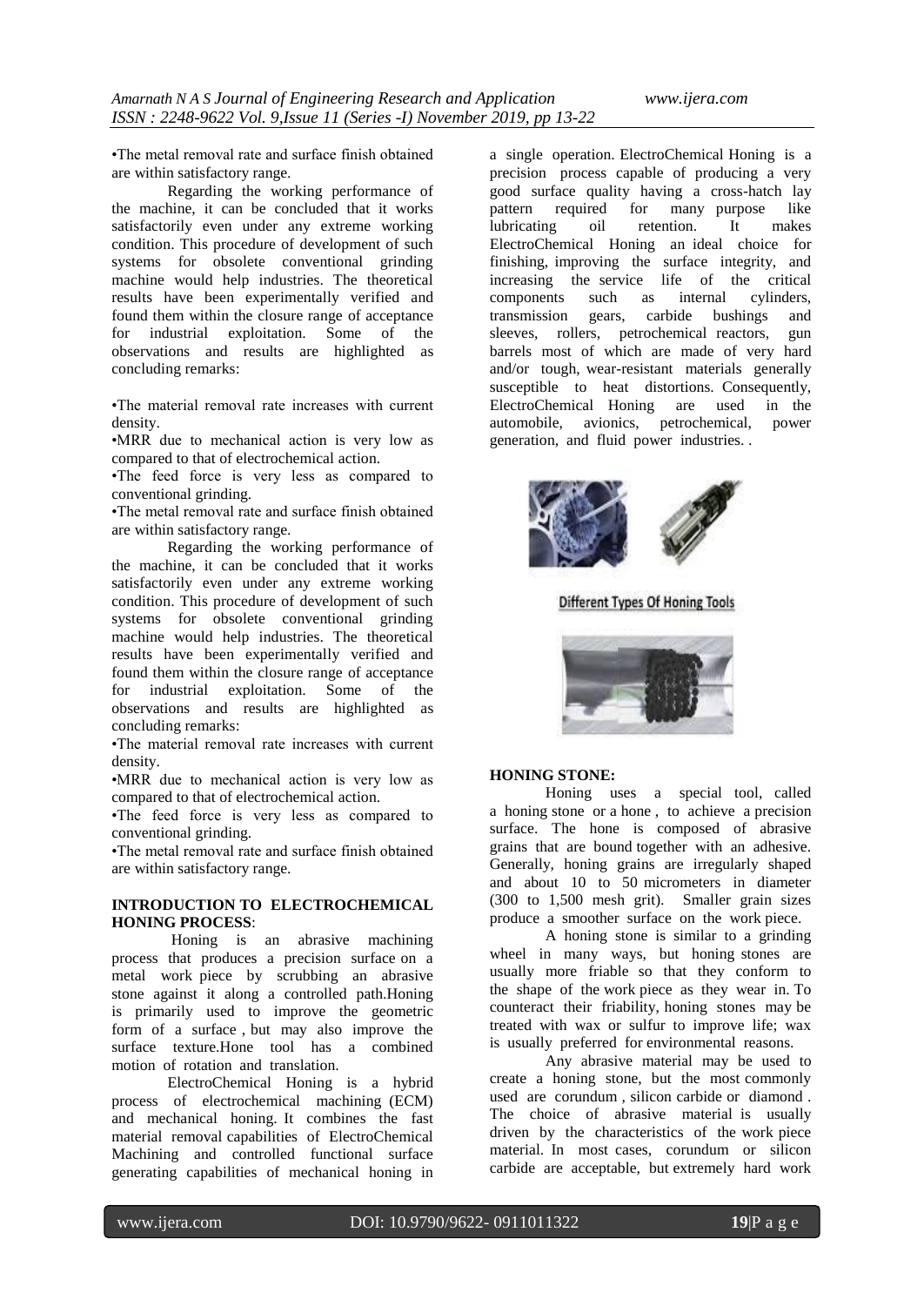•The metal removal rate and surface finish obtained are within satisfactory range.

Regarding the working performance of the machine, it can be concluded that it works satisfactorily even under any extreme working condition. This procedure of development of such systems for obsolete conventional grinding machine would help industries. The theoretical results have been experimentally verified and found them within the closure range of acceptance for industrial exploitation. Some of the observations and results are highlighted as concluding remarks:

•The material removal rate increases with current density.
•MRR due to mechanical action is very low as compared to that of electrochemical action.
•The feed force is very less as compared to conventional grinding.
•The metal removal rate and surface finish obtained are within satisfactory range.

Regarding the working performance of the machine, it can be concluded that it works satisfactorily even under any extreme working condition. This procedure of development of such systems for obsolete conventional grinding machine would help industries. The theoretical results have been experimentally verified and found them within the closure range of acceptance for industrial exploitation. Some of the observations and results are highlighted as concluding remarks:

•The material removal rate increases with current density.
•MRR due to mechanical action is very low as compared to that of electrochemical action.
•The feed force is very less as compared to conventional grinding.
•The metal removal rate and surface finish obtained are within satisfactory range.

**INTRODUCTION TO ELECTROCHEMICAL HONING PROCESS**:

Honing is an abrasive machining process that produces a precision surface on a metal work piece by scrubbing an abrasive stone against it along a controlled path.Honing is primarily used to improve the geometric form of a surface , but may also improve the surface texture.Hone tool has a combined motion of rotation and translation.

ElectroChemical Honing is a hybrid process of electrochemical machining (ECM) and mechanical honing. It combines the fast material removal capabilities of ElectroChemical Machining and controlled functional surface generating capabilities of mechanical honing in a single operation. ElectroChemical Honing is a precision process capable of producing a very good surface quality having a cross-hatch lay pattern required for many purpose like lubricating oil retention. It makes ElectroChemical Honing an ideal choice for finishing, improving the surface integrity, and increasing the service life of the critical components such as internal cylinders, transmission gears, carbide bushings and sleeves, rollers, petrochemical reactors, gun barrels most of which are made of very hard and/or tough, wear-resistant materials generally susceptible to heat distortions. Consequently, ElectroChemical Honing are used in the automobile, avionics, petrochemical, power generation, and fluid power industries. .

Different Types Of Honing Tools

**HONING STONE:**

Honing uses a special tool, called a honing stone or a hone , to achieve a precision surface. The hone is composed of abrasive grains that are bound together with an adhesive. Generally, honing grains are irregularly shaped and about 10 to 50 micrometers in diameter (300 to 1,500 mesh grit). Smaller grain sizes produce a smoother surface on the work piece.

A honing stone is similar to a grinding wheel in many ways, but honing stones are usually more friable so that they conform to the shape of the work piece as they wear in. To counteract their friability, honing stones may be treated with wax or sulfur to improve life; wax is usually preferred for environmental reasons.

Any abrasive material may be used to create a honing stone, but the most commonly used are corundum , silicon carbide or diamond . The choice of abrasive material is usually driven by the characteristics of the work piece material. In most cases, corundum or silicon carbide are acceptable, but extremely hard work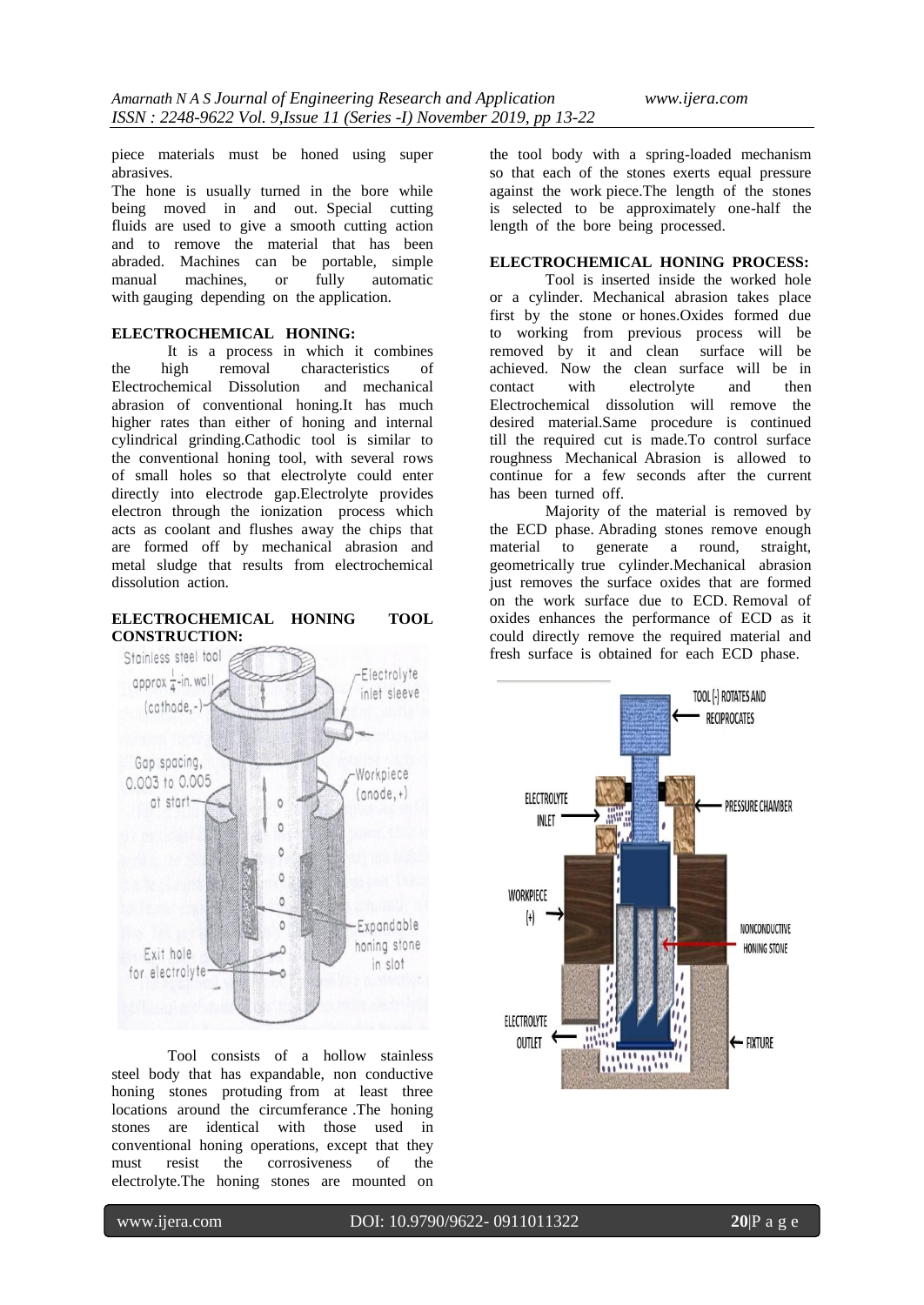piece materials must be honed using super abrasives.

The hone is usually turned in the bore while being moved in and out. Special cutting fluids are used to give a smooth cutting action and to remove the material that has been abraded. Machines can be portable, simple manual machines, or fully automatic with gauging depending on the application.

**ELECTROCHEMICAL HONING:**

It is a process in which it combines the high removal characteristics of Electrochemical Dissolution and mechanical abrasion of conventional honing.It has much higher rates than either of honing and internal cylindrical grinding.Cathodic tool is similar to the conventional honing tool, with several rows of small holes so that electrolyte could enter directly into electrode gap.Electrolyte provides electron through the ionization process which acts as coolant and flushes away the chips that are formed off by mechanical abrasion and metal sludge that results from electrochemical dissolution action.

**ELECTROCHEMICAL HONING TOOL CONSTRUCTION:**

Tool consists of a hollow stainless steel body that has expandable, non conductive honing stones protuding from at least three locations around the circumferance .The honing stones are identical with those used in conventional honing operations, except that they must resist the corrosiveness of the electrolyte.The honing stones are mounted on the tool body with a spring-loaded mechanism so that each of the stones exerts equal pressure against the work piece.The length of the stones is selected to be approximately one-half the length of the bore being processed.

**ELECTROCHEMICAL HONING PROCESS:**

Tool is inserted inside the worked hole or a cylinder. Mechanical abrasion takes place first by the stone or hones.Oxides formed due to working from previous process will be removed by it and clean surface will be achieved. Now the clean surface will be in contact with electrolyte and then Electrochemical dissolution will remove the desired material.Same procedure is continued till the required cut is made.To control surface roughness Mechanical Abrasion is allowed to continue for a few seconds after the current has been turned off.

Majority of the material is removed by the ECD phase. Abrading stones remove enough material to generate a round, straight, geometrically true cylinder.Mechanical abrasion just removes the surface oxides that are formed on the work surface due to ECD. Removal of oxides enhances the performance of ECD as it could directly remove the required material and fresh surface is obtained for each ECD phase.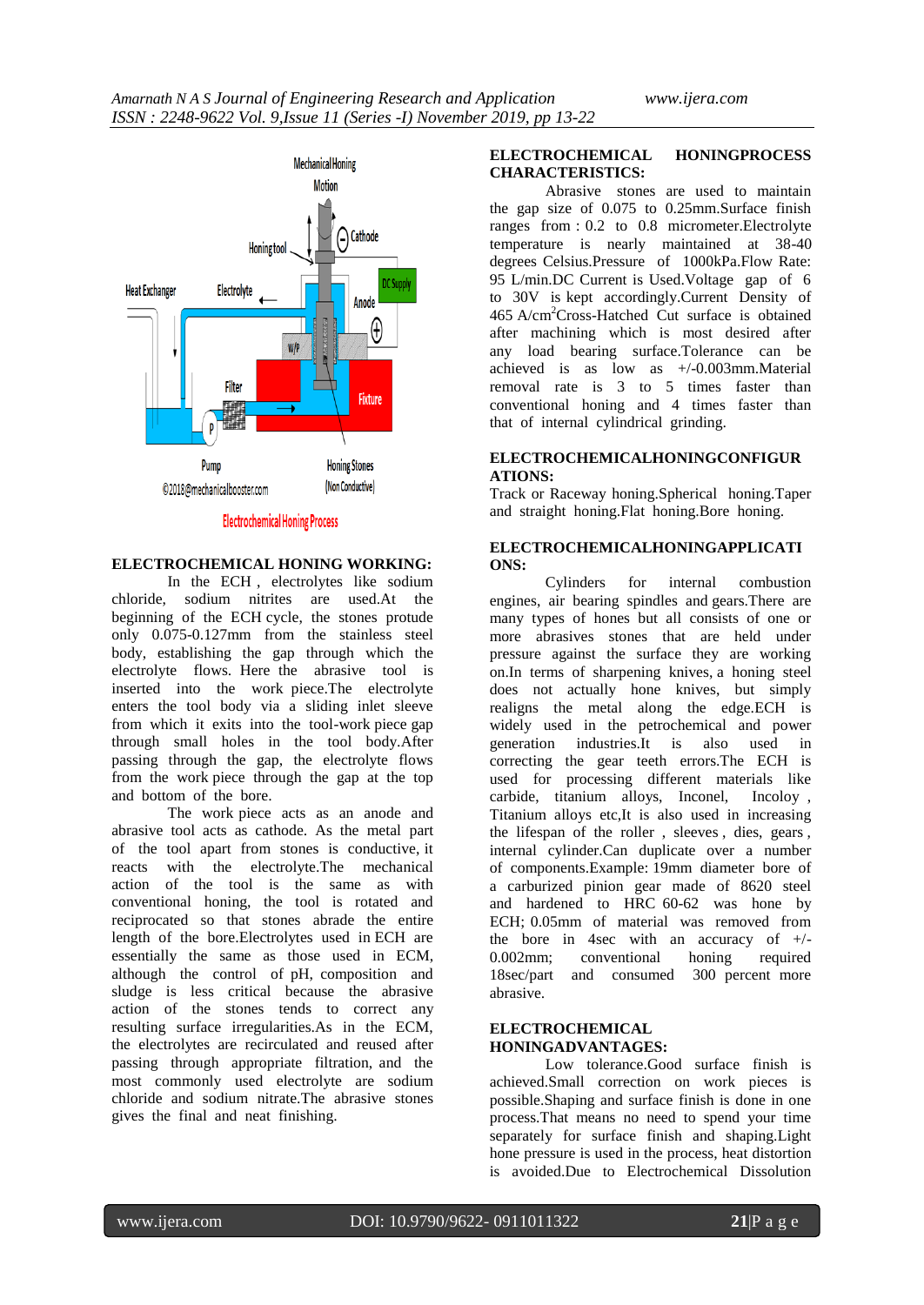## ELECTROCHEMICAL HONING WORKING:

In the ECH , electrolytes like sodium chloride, sodium nitrites are used.At the beginning of the ECH cycle, the stones protude only 0.075-0.127mm from the stainless steel body, establishing the gap through which the electrolyte flows. Here the abrasive tool is inserted into the work piece.The electrolyte enters the tool body via a sliding inlet sleeve from which it exits into the tool-work piece gap through small holes in the tool body.After passing through the gap, the electrolyte flows from the work piece through the gap at the top and bottom of the bore.

The work piece acts as an anode and abrasive tool acts as cathode. As the metal part of the tool apart from stones is conductive, it reacts with the electrolyte.The mechanical action of the tool is the same as with conventional honing, the tool is rotated and reciprocated so that stones abrade the entire length of the bore.Electrolytes used in ECH are essentially the same as those used in ECM, although the control of pH, composition and sludge is less critical because the abrasive action of the stones tends to correct any resulting surface irregularities.As in the ECM, the electrolytes are recirculated and reused after passing through appropriate filtration, and the most commonly used electrolyte are sodium chloride and sodium nitrate.The abrasive stones gives the final and neat finishing.

## ELECTROCHEMICAL HONINGPROCESS CHARACTERISTICS:

Abrasive stones are used to maintain the gap size of 0.075 to 0.25mm.Surface finish ranges from : 0.2 to 0.8 micrometer.Electrolyte temperature is nearly maintained at 38-40 degrees Celsius.Pressure of 1000kPa.Flow Rate: 95 L/min.DC Current is Used.Voltage gap of 6 to 30V is kept accordingly.Current Density of 465 A/cm$^2$Cross-Hatched Cut surface is obtained after machining which is most desired after any load bearing surface.Tolerance can be achieved is as low as +/-0.003mm.Material removal rate is 3 to 5 times faster than conventional honing and 4 times faster than that of internal cylindrical grinding.

## ELECTROCHEMICALHONINGCONFIGURATIONS:

Track or Raceway honing.Spherical honing.Taper and straight honing.Flat honing.Bore honing.

## ELECTROCHEMICALHONINGAPPLICATIONS:

Cylinders for internal combustion engines, air bearing spindles and gears.There are many types of hones but all consists of one or more abrasives stones that are held under pressure against the surface they are working on.In terms of sharpening knives, a honing steel does not actually hone knives, but simply realigns the metal along the edge.ECH is widely used in the petrochemical and power generation industries.It is also used in correcting the gear teeth errors.The ECH is used for processing different materials like carbide, titanium alloys, Inconel, Incoloy , Titanium alloys etc,It is also used in increasing the lifespan of the roller , sleeves , dies, gears , internal cylinder.Can duplicate over a number of components.Example: 19mm diameter bore of a carburized pinion gear made of 8620 steel and hardened to HRC 60-62 was hone by ECH; 0.05mm of material was removed from the bore in 4sec with an accuracy of +/- 0.002mm; conventional honing required 18sec/part and consumed 300 percent more abrasive.

## ELECTROCHEMICAL HONINGADVANTAGES:

Low tolerance.Good surface finish is achieved.Small correction on work pieces is possible.Shaping and surface finish is done in one process.That means no need to spend your time separately for surface finish and shaping.Light hone pressure is used in the process, heat distortion is avoided.Due to Electrochemical Dissolution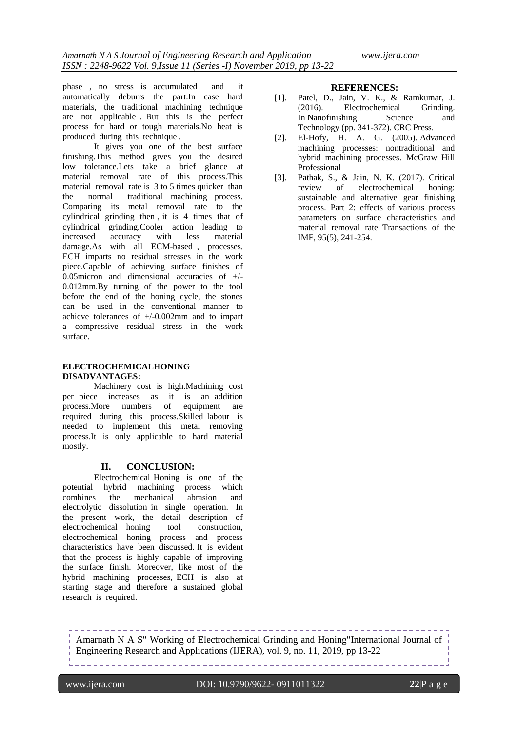phase , no stress is accumulated and it automatically deburrs the part.In case hard materials, the traditional machining technique are not applicable . But this is the perfect process for hard or tough materials.No heat is produced during this technique .

It gives you one of the best surface finishing.This method gives you the desired low tolerance.Lets take a brief glance at material removal rate of this process.This material removal rate is 3 to 5 times quicker than the normal traditional machining process. Comparing its metal removal rate to the cylindrical grinding then , it is 4 times that of cylindrical grinding.Cooler action leading to increased accuracy with less material damage.As with all ECM-based , processes, ECH imparts no residual stresses in the work piece.Capable of achieving surface finishes of 0.05micron and dimensional accuracies of +/- 0.012mm.By turning of the power to the tool before the end of the honing cycle, the stones can be used in the conventional manner to achieve tolerances of +/-0.002mm and to impart a compressive residual stress in the work surface.

**ELECTROCHEMICALHONING DISADVANTAGES:**

Machinery cost is high.Machining cost per piece increases as it is an addition process.More numbers of equipment are required during this process.Skilled labour is needed to implement this metal removing process.It is only applicable to hard material mostly.

## II. CONCLUSION:

Electrochemical Honing is one of the potential hybrid machining process which combines the mechanical abrasion and electrolytic dissolution in single operation. In the present work, the detail description of electrochemical honing tool construction, electrochemical honing process and process characteristics have been discussed. It is evident that the process is highly capable of improving the surface finish. Moreover, like most of the hybrid machining processes, ECH is also at starting stage and therefore a sustained global research is required.

## REFERENCES:

[1]. Patel, D., Jain, V. K., & Ramkumar, J. (2016). Electrochemical Grinding. In Nanofinishing Science and Technology (pp. 341-372). CRC Press.

[2]. El-Hofy, H. A. G. (2005). Advanced machining processes: nontraditional and hybrid machining processes. McGraw Hill Professional

[3]. Pathak, S., & Jain, N. K. (2017). Critical review of electrochemical honing: sustainable and alternative gear finishing process. Part 2: effects of various process parameters on surface characteristics and material removal rate. Transactions of the IMF, 95(5), 241-254.

Amarnath N A S" Working of Electrochemical Grinding and Honing"International Journal of Engineering Research and Applications (IJERA), vol. 9, no. 11, 2019, pp 13-22